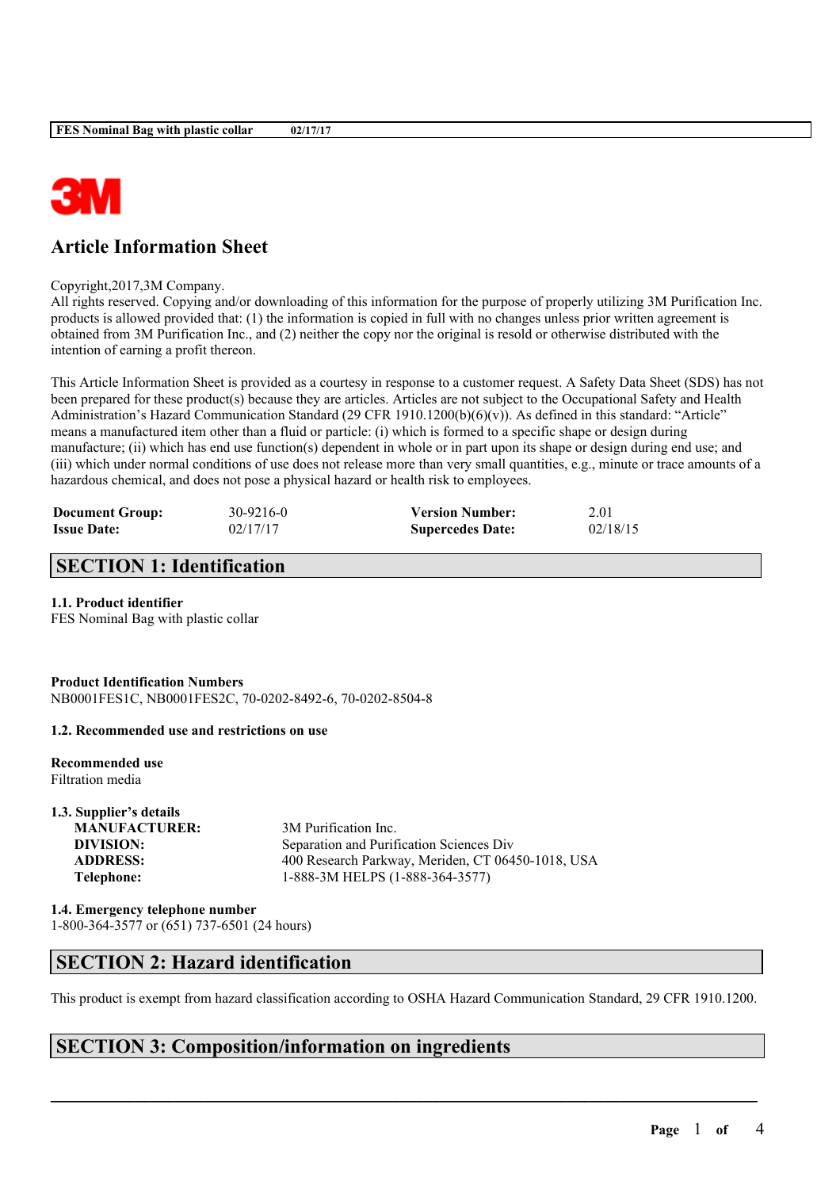# Article Information Sheet

Copyright,2017,3M Company.
All rights reserved. Copying and/or downloading of this information for the purpose of properly utilizing 3M Purification Inc. products is allowed provided that: (1) the information is copied in full with no changes unless prior written agreement is obtained from 3M Purification Inc., and (2) neither the copy nor the original is resold or otherwise distributed with the intention of earning a profit thereon.

This Article Information Sheet is provided as a courtesy in response to a customer request. A Safety Data Sheet (SDS) has not been prepared for these product(s) because they are articles. Articles are not subject to the Occupational Safety and Health Administration's Hazard Communication Standard (29 CFR 1910.1200(b)(6)(v)). As defined in this standard: "Article" means a manufactured item other than a fluid or particle: (i) which is formed to a specific shape or design during manufacture; (ii) which has end use function(s) dependent in whole or in part upon its shape or design during end use; and (iii) which under normal conditions of use does not release more than very small quantities, e.g., minute or trace amounts of a hazardous chemical, and does not pose a physical hazard or health risk to employees.

| | | | |
|---|---|---|---|
| **Document Group:** | 30-9216-0 | **Version Number:** | 2.01 |
| **Issue Date:** | 02/17/17 | **Supercedes Date:** | 02/18/15 |

## SECTION 1: Identification

**1.1. Product identifier**
FES Nominal Bag with plastic collar

**Product Identification Numbers**
NB0001FES1C, NB0001FES2C, 70-0202-8492-6, 70-0202-8504-8

**1.2. Recommended use and restrictions on use**

**Recommended use**
Filtration media

**1.3. Supplier's details**

| | |
|---|---|
| **MANUFACTURER:** | 3M Purification Inc. |
| **DIVISION:** | Separation and Purification Sciences Div |
| **ADDRESS:** | 400 Research Parkway, Meriden, CT 06450-1018, USA |
| **Telephone:** | 1-888-3M HELPS (1-888-364-3577) |

**1.4. Emergency telephone number**
1-800-364-3577 or (651) 737-6501 (24 hours)

## SECTION 2: Hazard identification

This product is exempt from hazard classification according to OSHA Hazard Communication Standard, 29 CFR 1910.1200.

## SECTION 3: Composition/information on ingredients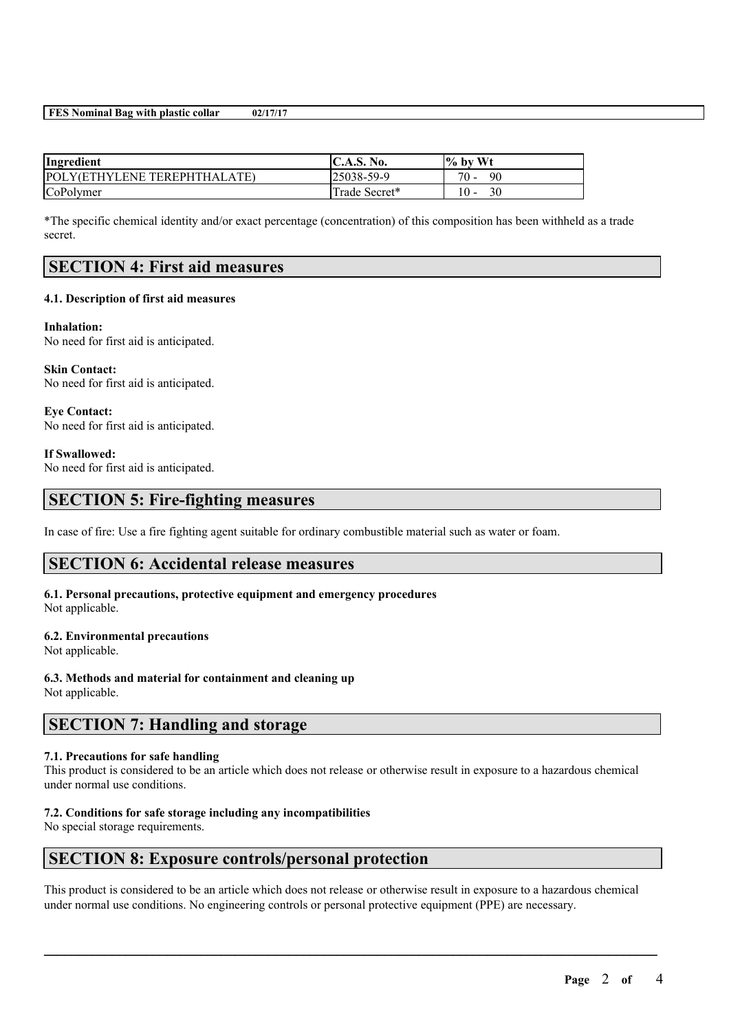| Ingredient | C.A.S. No. | % by Wt |
|---|---|---|
| POLY(ETHYLENE TEREPHTHALATE) | 25038-59-9 | 70 - 90 |
| CoPolymer | Trade Secret* | 10 - 30 |

*The specific chemical identity and/or exact percentage (concentration) of this composition has been withheld as a trade secret.

## SECTION 4: First aid measures

### 4.1. Description of first aid measures

**Inhalation:**
No need for first aid is anticipated.

**Skin Contact:**
No need for first aid is anticipated.

**Eye Contact:**
No need for first aid is anticipated.

**If Swallowed:**
No need for first aid is anticipated.

## SECTION 5: Fire-fighting measures

In case of fire: Use a fire fighting agent suitable for ordinary combustible material such as water or foam.

## SECTION 6: Accidental release measures

### 6.1. Personal precautions, protective equipment and emergency procedures
Not applicable.

### 6.2. Environmental precautions
Not applicable.

### 6.3. Methods and material for containment and cleaning up
Not applicable.

## SECTION 7: Handling and storage

### 7.1. Precautions for safe handling
This product is considered to be an article which does not release or otherwise result in exposure to a hazardous chemical under normal use conditions.

### 7.2. Conditions for safe storage including any incompatibilities
No special storage requirements.

## SECTION 8: Exposure controls/personal protection

This product is considered to be an article which does not release or otherwise result in exposure to a hazardous chemical under normal use conditions. No engineering controls or personal protective equipment (PPE) are necessary.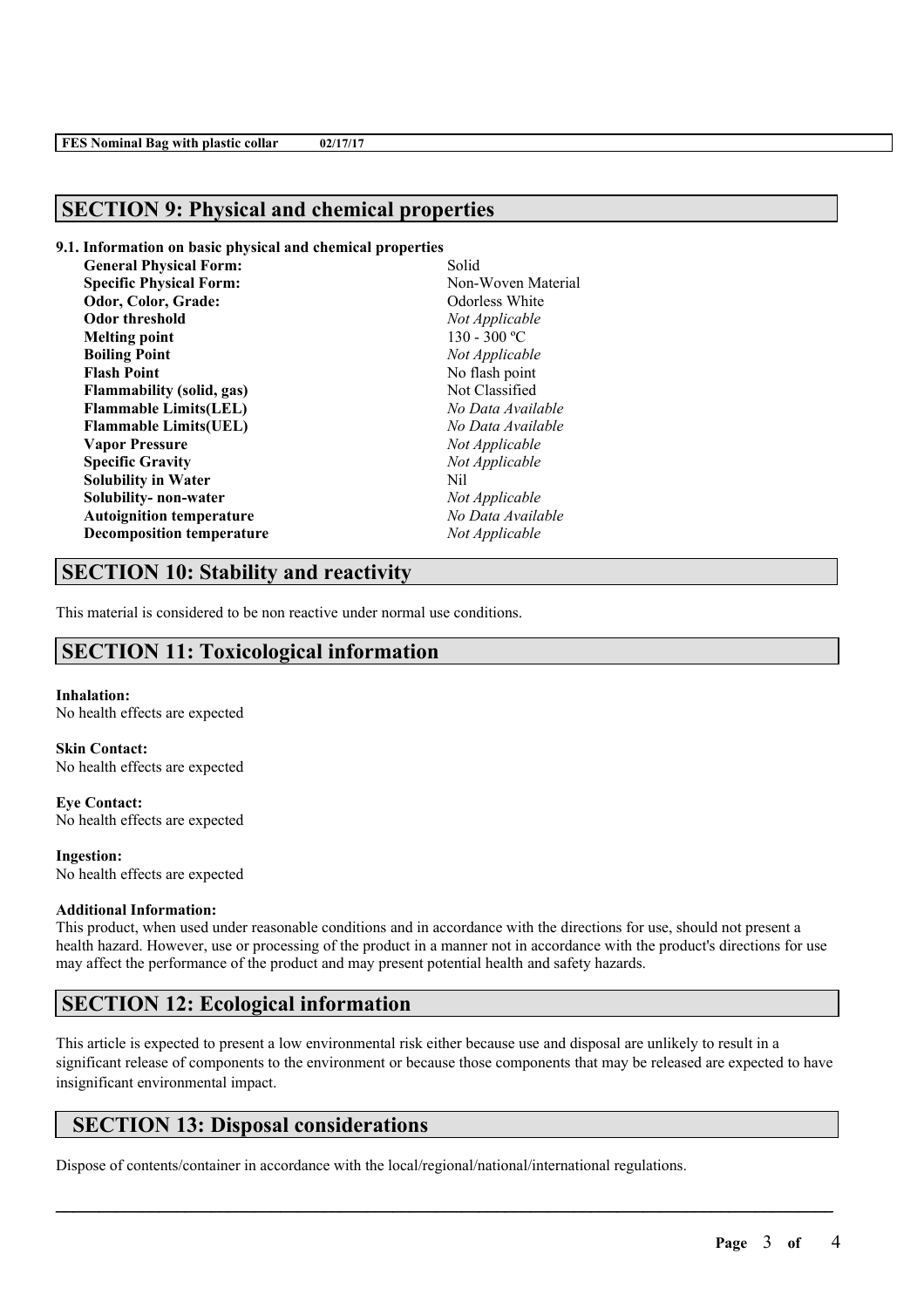## SECTION 9: Physical and chemical properties

**9.1. Information on basic physical and chemical properties**

| Property | Value |
|---|---|
| **General Physical Form:** | Solid |
| **Specific Physical Form:** | Non-Woven Material |
| **Odor, Color, Grade:** | Odorless White |
| **Odor threshold** | *Not Applicable* |
| **Melting point** | 130 - 300 ºC |
| **Boiling Point** | *Not Applicable* |
| **Flash Point** | No flash point |
| **Flammability (solid, gas)** | Not Classified |
| **Flammable Limits(LEL)** | *No Data Available* |
| **Flammable Limits(UEL)** | *No Data Available* |
| **Vapor Pressure** | *Not Applicable* |
| **Specific Gravity** | *Not Applicable* |
| **Solubility in Water** | Nil |
| **Solubility- non-water** | *Not Applicable* |
| **Autoignition temperature** | *No Data Available* |
| **Decomposition temperature** | *Not Applicable* |

## SECTION 10: Stability and reactivity

This material is considered to be non reactive under normal use conditions.

## SECTION 11: Toxicological information

**Inhalation:**
No health effects are expected

**Skin Contact:**
No health effects are expected

**Eye Contact:**
No health effects are expected

**Ingestion:**
No health effects are expected

**Additional Information:**
This product, when used under reasonable conditions and in accordance with the directions for use, should not present a health hazard. However, use or processing of the product in a manner not in accordance with the product's directions for use may affect the performance of the product and may present potential health and safety hazards.

## SECTION 12: Ecological information

This article is expected to present a low environmental risk either because use and disposal are unlikely to result in a significant release of components to the environment or because those components that may be released are expected to have insignificant environmental impact.

## SECTION 13: Disposal considerations

Dispose of contents/container in accordance with the local/regional/national/international regulations.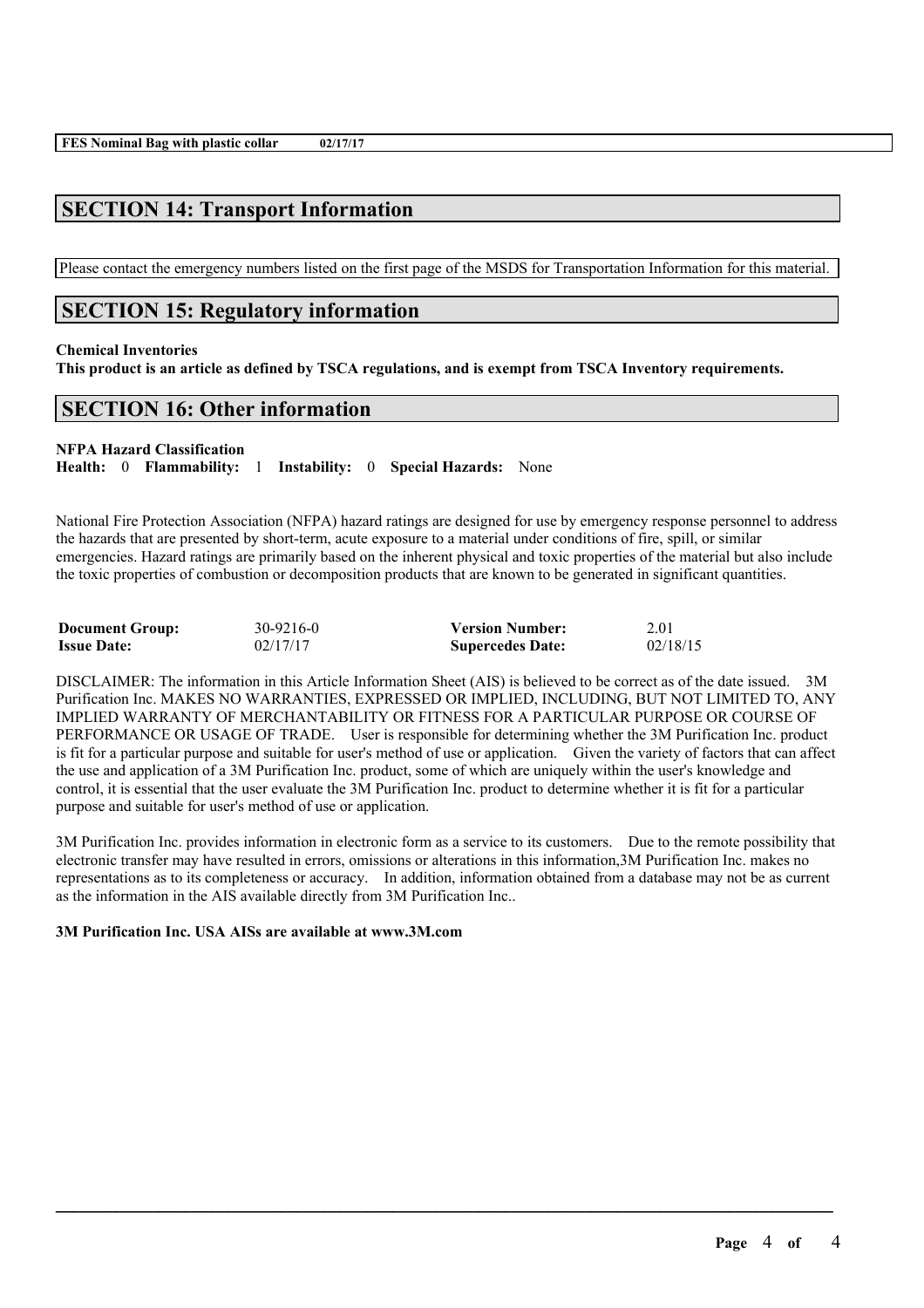## SECTION 14: Transport Information

Please contact the emergency numbers listed on the first page of the MSDS for Transportation Information for this material.

## SECTION 15: Regulatory information

**Chemical Inventories**

**This product is an article as defined by TSCA regulations, and is exempt from TSCA Inventory requirements.**

## SECTION 16: Other information

**NFPA Hazard Classification**

**Health:** 0 **Flammability:** 1 **Instability:** 0 **Special Hazards:** None

National Fire Protection Association (NFPA) hazard ratings are designed for use by emergency response personnel to address the hazards that are presented by short-term, acute exposure to a material under conditions of fire, spill, or similar emergencies. Hazard ratings are primarily based on the inherent physical and toxic properties of the material but also include the toxic properties of combustion or decomposition products that are known to be generated in significant quantities.

| | | | |
|---|---|---|---|
| **Document Group:** | 30-9216-0 | **Version Number:** | 2.01 |
| **Issue Date:** | 02/17/17 | **Supercedes Date:** | 02/18/15 |

DISCLAIMER: The information in this Article Information Sheet (AIS) is believed to be correct as of the date issued. 3M Purification Inc. MAKES NO WARRANTIES, EXPRESSED OR IMPLIED, INCLUDING, BUT NOT LIMITED TO, ANY IMPLIED WARRANTY OF MERCHANTABILITY OR FITNESS FOR A PARTICULAR PURPOSE OR COURSE OF PERFORMANCE OR USAGE OF TRADE. User is responsible for determining whether the 3M Purification Inc. product is fit for a particular purpose and suitable for user's method of use or application. Given the variety of factors that can affect the use and application of a 3M Purification Inc. product, some of which are uniquely within the user's knowledge and control, it is essential that the user evaluate the 3M Purification Inc. product to determine whether it is fit for a particular purpose and suitable for user's method of use or application.

3M Purification Inc. provides information in electronic form as a service to its customers. Due to the remote possibility that electronic transfer may have resulted in errors, omissions or alterations in this information,3M Purification Inc. makes no representations as to its completeness or accuracy. In addition, information obtained from a database may not be as current as the information in the AIS available directly from 3M Purification Inc..

**3M Purification Inc. USA AISs are available at www.3M.com**